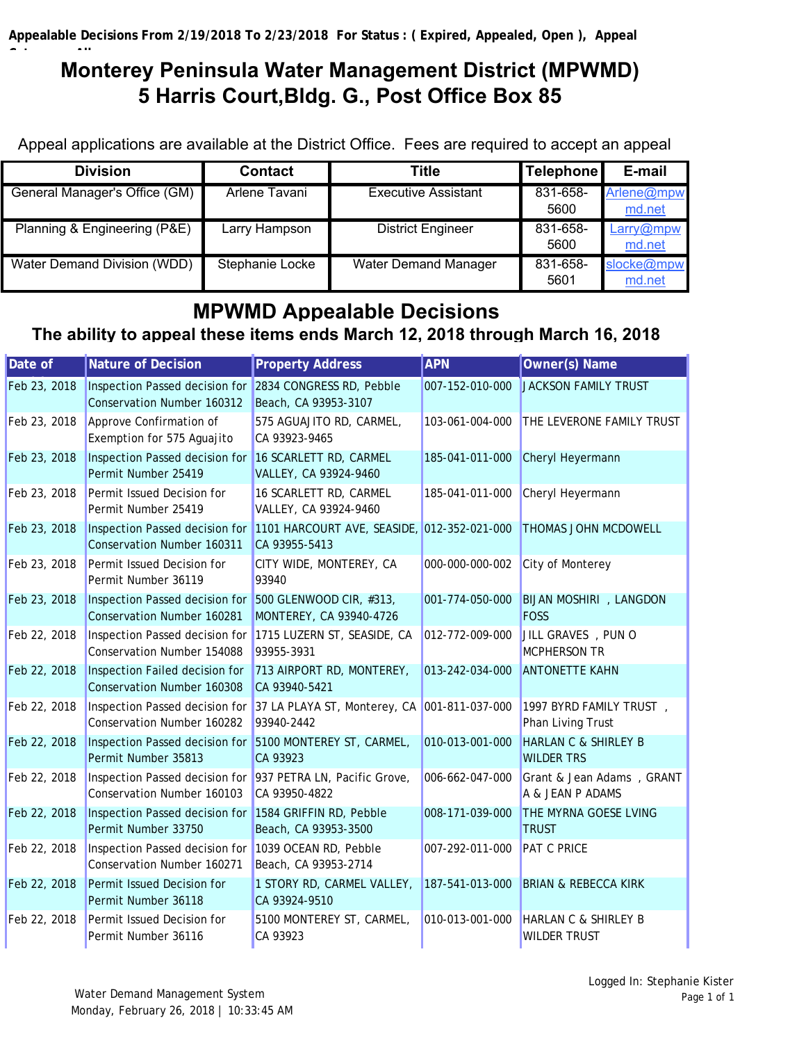Appealable Decisions From 2/19/2018 To 2/23/2018 For Status : ( Expired, Appealed, Open ), Appeal Category: All

# Monterey Peninsula Water Management District (MPWMD)
# 5 Harris Court,Bldg. G., Post Office Box 85

Appeal applications are available at the District Office. Fees are required to accept an appeal

| Division | Contact | Title | Telephone | E-mail |
|---|---|---|---|---|
| General Manager's Office (GM) | Arlene Tavani | Executive Assistant | 831-658-5600 | Arlene@mpwmd.net |
| Planning & Engineering (P&E) | Larry Hampson | District Engineer | 831-658-5600 | Larry@mpwmd.net |
| Water Demand Division (WDD) | Stephanie Locke | Water Demand Manager | 831-658-5601 | slocke@mpwmd.net |

## MPWMD Appealable Decisions

### The ability to appeal these items ends March 12, 2018 through March 16, 2018

| Date of | Nature of Decision | Property Address | APN | Owner(s) Name |
|---|---|---|---|---|
| Feb 23, 2018 | Inspection Passed decision for Conservation Number 160312 | 2834 CONGRESS RD, Pebble Beach, CA 93953-3107 | 007-152-010-000 | JACKSON FAMILY TRUST |
| Feb 23, 2018 | Approve Confirmation of Exemption for 575 Aguajito | 575 AGUAJITO RD, CARMEL, CA 93923-9465 | 103-061-004-000 | THE LEVERONE FAMILY TRUST |
| Feb 23, 2018 | Inspection Passed decision for Permit Number 25419 | 16 SCARLETT RD, CARMEL VALLEY, CA 93924-9460 | 185-041-011-000 | Cheryl Heyermann |
| Feb 23, 2018 | Permit Issued Decision for Permit Number 25419 | 16 SCARLETT RD, CARMEL VALLEY, CA 93924-9460 | 185-041-011-000 | Cheryl Heyermann |
| Feb 23, 2018 | Inspection Passed decision for Conservation Number 160311 | 1101 HARCOURT AVE, SEASIDE, CA 93955-5413 | 012-352-021-000 | THOMAS JOHN MCDOWELL |
| Feb 23, 2018 | Permit Issued Decision for Permit Number 36119 | CITY WIDE, MONTEREY, CA 93940 | 000-000-000-002 | City of Monterey |
| Feb 23, 2018 | Inspection Passed decision for Conservation Number 160281 | 500 GLENWOOD CIR, #313, MONTEREY, CA 93940-4726 | 001-774-050-000 | BIJAN MOSHIRI , LANGDON FOSS |
| Feb 22, 2018 | Inspection Passed decision for Conservation Number 154088 | 1715 LUZERN ST, SEASIDE, CA 93955-3931 | 012-772-009-000 | JILL GRAVES , PUN O MCPHERSON TR |
| Feb 22, 2018 | Inspection Failed decision for Conservation Number 160308 | 713 AIRPORT RD, MONTEREY, CA 93940-5421 | 013-242-034-000 | ANTONETTE KAHN |
| Feb 22, 2018 | Inspection Passed decision for Conservation Number 160282 | 37 LA PLAYA ST, Monterey, CA 93940-2442 | 001-811-037-000 | 1997 BYRD FAMILY TRUST , Phan Living Trust |
| Feb 22, 2018 | Inspection Passed decision for Permit Number 35813 | 5100 MONTEREY ST, CARMEL, CA 93923 | 010-013-001-000 | HARLAN C & SHIRLEY B WILDER TRS |
| Feb 22, 2018 | Inspection Passed decision for Conservation Number 160103 | 937 PETRA LN, Pacific Grove, CA 93950-4822 | 006-662-047-000 | Grant & Jean Adams , GRANT A & JEAN P ADAMS |
| Feb 22, 2018 | Inspection Passed decision for Permit Number 33750 | 1584 GRIFFIN RD, Pebble Beach, CA 93953-3500 | 008-171-039-000 | THE MYRNA GOESE LVING TRUST |
| Feb 22, 2018 | Inspection Passed decision for Conservation Number 160271 | 1039 OCEAN RD, Pebble Beach, CA 93953-2714 | 007-292-011-000 | PAT C PRICE |
| Feb 22, 2018 | Permit Issued Decision for Permit Number 36118 | 1 STORY RD, CARMEL VALLEY, CA 93924-9510 | 187-541-013-000 | BRIAN & REBECCA KIRK |
| Feb 22, 2018 | Permit Issued Decision for Permit Number 36116 | 5100 MONTEREY ST, CARMEL, CA 93923 | 010-013-001-000 | HARLAN C & SHIRLEY B WILDER TRUST |

Water Demand Management System
Monday, February 26, 2018 | 10:33:45 AM

Logged In: Stephanie Kister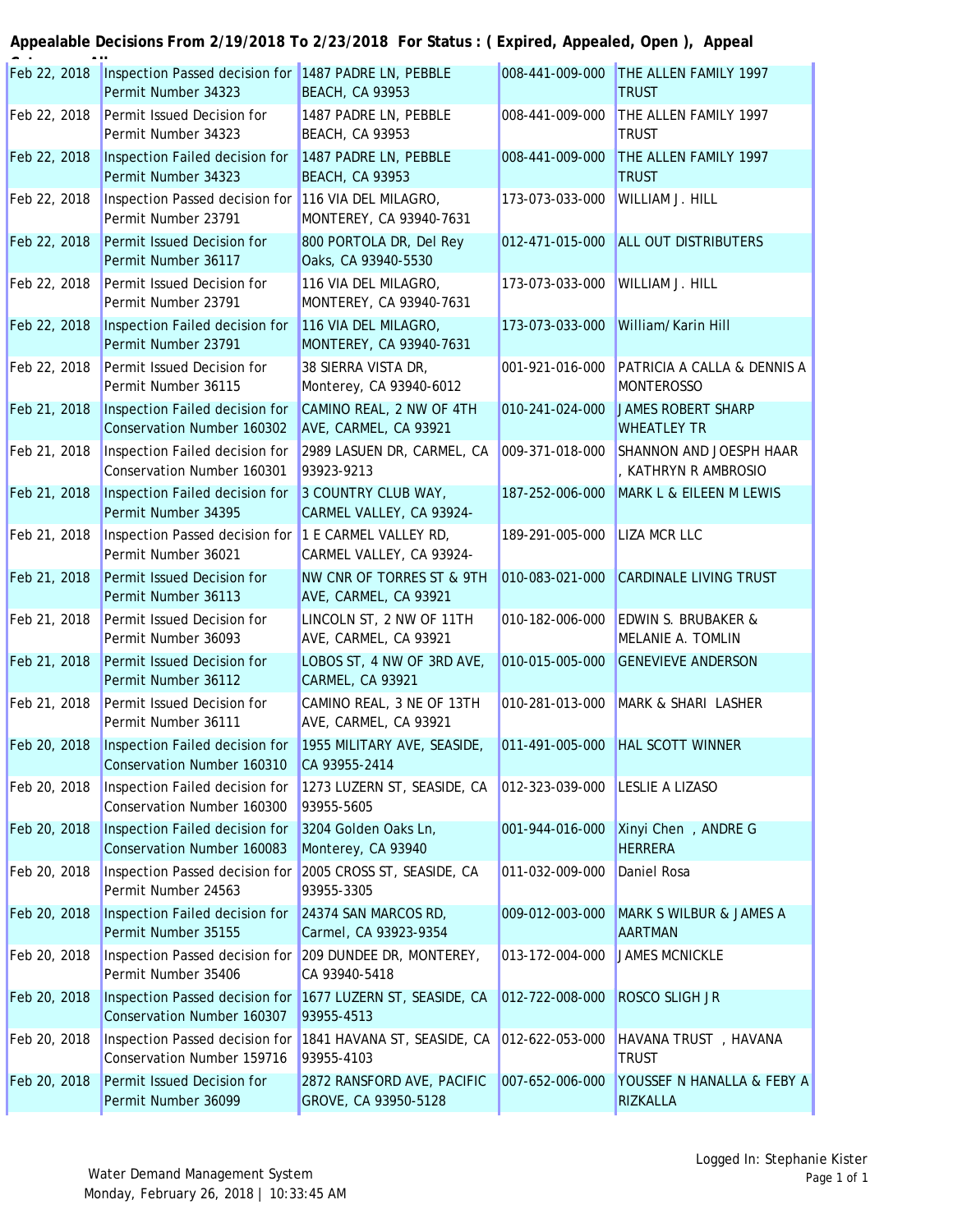**Appealable Decisions From 2/19/2018 To 2/23/2018 For Status : ( Expired, Appealed, Open ), Appeal Category: All**

| Date | Decision | Address | APN | Owner |
|---|---|---|---|---|
| Feb 22, 2018 | Inspection Passed decision for Permit Number 34323 | 1487 PADRE LN, PEBBLE BEACH, CA 93953 | 008-441-009-000 | THE ALLEN FAMILY 1997 TRUST |
| Feb 22, 2018 | Permit Issued Decision for Permit Number 34323 | 1487 PADRE LN, PEBBLE BEACH, CA 93953 | 008-441-009-000 | THE ALLEN FAMILY 1997 TRUST |
| Feb 22, 2018 | Inspection Failed decision for Permit Number 34323 | 1487 PADRE LN, PEBBLE BEACH, CA 93953 | 008-441-009-000 | THE ALLEN FAMILY 1997 TRUST |
| Feb 22, 2018 | Inspection Passed decision for Permit Number 23791 | 116 VIA DEL MILAGRO, MONTEREY, CA 93940-7631 | 173-073-033-000 | WILLIAM J. HILL |
| Feb 22, 2018 | Permit Issued Decision for Permit Number 36117 | 800 PORTOLA DR, Del Rey Oaks, CA 93940-5530 | 012-471-015-000 | ALL OUT DISTRIBUTERS |
| Feb 22, 2018 | Permit Issued Decision for Permit Number 23791 | 116 VIA DEL MILAGRO, MONTEREY, CA 93940-7631 | 173-073-033-000 | WILLIAM J. HILL |
| Feb 22, 2018 | Inspection Failed decision for Permit Number 23791 | 116 VIA DEL MILAGRO, MONTEREY, CA 93940-7631 | 173-073-033-000 | William/Karin Hill |
| Feb 22, 2018 | Permit Issued Decision for Permit Number 36115 | 38 SIERRA VISTA DR, Monterey, CA 93940-6012 | 001-921-016-000 | PATRICIA A CALLA & DENNIS A MONTEROSSO |
| Feb 21, 2018 | Inspection Failed decision for Conservation Number 160302 | CAMINO REAL, 2 NW OF 4TH AVE, CARMEL, CA 93921 | 010-241-024-000 | JAMES ROBERT SHARP WHEATLEY TR |
| Feb 21, 2018 | Inspection Failed decision for Conservation Number 160301 | 2989 LASUEN DR, CARMEL, CA 93923-9213 | 009-371-018-000 | SHANNON AND JOESPH HAAR , KATHRYN R AMBROSIO |
| Feb 21, 2018 | Inspection Failed decision for Permit Number 34395 | 3 COUNTRY CLUB WAY, CARMEL VALLEY, CA 93924- | 187-252-006-000 | MARK L & EILEEN M LEWIS |
| Feb 21, 2018 | Inspection Passed decision for Permit Number 36021 | 1 E CARMEL VALLEY RD, CARMEL VALLEY, CA 93924- | 189-291-005-000 | LIZA MCR LLC |
| Feb 21, 2018 | Permit Issued Decision for Permit Number 36113 | NW CNR OF TORRES ST & 9TH AVE, CARMEL, CA 93921 | 010-083-021-000 | CARDINALE LIVING TRUST |
| Feb 21, 2018 | Permit Issued Decision for Permit Number 36093 | LINCOLN ST, 2 NW OF 11TH AVE, CARMEL, CA 93921 | 010-182-006-000 | EDWIN S. BRUBAKER & MELANIE A. TOMLIN |
| Feb 21, 2018 | Permit Issued Decision for Permit Number 36112 | LOBOS ST, 4 NW OF 3RD AVE, CARMEL, CA 93921 | 010-015-005-000 | GENEVIEVE ANDERSON |
| Feb 21, 2018 | Permit Issued Decision for Permit Number 36111 | CAMINO REAL, 3 NE OF 13TH AVE, CARMEL, CA 93921 | 010-281-013-000 | MARK & SHARI LASHER |
| Feb 20, 2018 | Inspection Failed decision for Conservation Number 160310 | 1955 MILITARY AVE, SEASIDE, CA 93955-2414 | 011-491-005-000 | HAL SCOTT WINNER |
| Feb 20, 2018 | Inspection Failed decision for Conservation Number 160300 | 1273 LUZERN ST, SEASIDE, CA 93955-5605 | 012-323-039-000 | LESLIE A LIZASO |
| Feb 20, 2018 | Inspection Failed decision for Conservation Number 160083 | 3204 Golden Oaks Ln, Monterey, CA 93940 | 001-944-016-000 | Xinyi Chen , ANDRE G HERRERA |
| Feb 20, 2018 | Inspection Passed decision for Permit Number 24563 | 2005 CROSS ST, SEASIDE, CA 93955-3305 | 011-032-009-000 | Daniel Rosa |
| Feb 20, 2018 | Inspection Failed decision for Permit Number 35155 | 24374 SAN MARCOS RD, Carmel, CA 93923-9354 | 009-012-003-000 | MARK S WILBUR & JAMES A AARTMAN |
| Feb 20, 2018 | Inspection Passed decision for Permit Number 35406 | 209 DUNDEE DR, MONTEREY, CA 93940-5418 | 013-172-004-000 | JAMES MCNICKLE |
| Feb 20, 2018 | Inspection Passed decision for Conservation Number 160307 | 1677 LUZERN ST, SEASIDE, CA 93955-4513 | 012-722-008-000 | ROSCO SLIGH JR |
| Feb 20, 2018 | Inspection Passed decision for Conservation Number 159716 | 1841 HAVANA ST, SEASIDE, CA 93955-4103 | 012-622-053-000 | HAVANA TRUST , HAVANA TRUST |
| Feb 20, 2018 | Permit Issued Decision for Permit Number 36099 | 2872 RANSFORD AVE, PACIFIC GROVE, CA 93950-5128 | 007-652-006-000 | YOUSSEF N HANALLA & FEBY A RIZKALLA |

Water Demand Management System
Monday, February 26, 2018 | 10:33:45 AM

Logged In: Stephanie Kister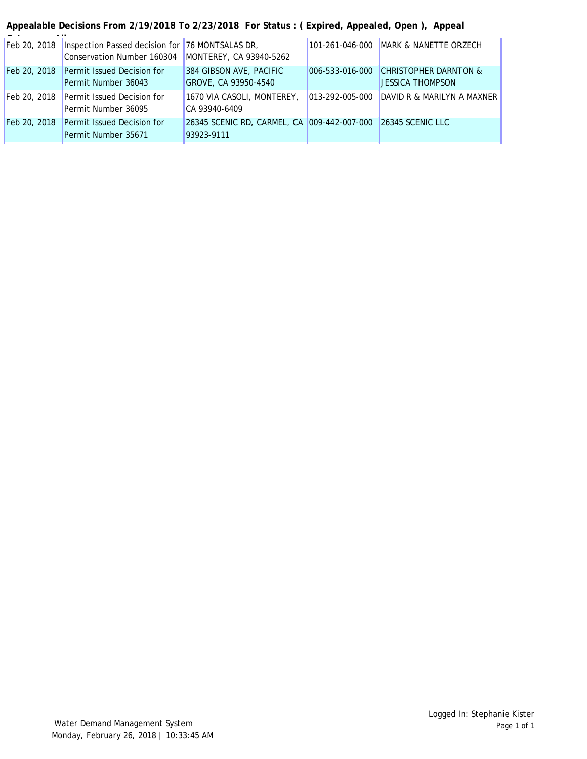**Appealable Decisions From 2/19/2018 To 2/23/2018 For Status : ( Expired, Appealed, Open ), Appeal Category: All**

| | | | | |
|---|---|---|---|---|
| Feb 20, 2018 | Inspection Passed decision for Conservation Number 160304 | 76 MONTSALAS DR, MONTEREY, CA 93940-5262 | 101-261-046-000 | MARK & NANETTE ORZECH |
| Feb 20, 2018 | Permit Issued Decision for Permit Number 36043 | 384 GIBSON AVE, PACIFIC GROVE, CA 93950-4540 | 006-533-016-000 | CHRISTOPHER DARNTON & JESSICA THOMPSON |
| Feb 20, 2018 | Permit Issued Decision for Permit Number 36095 | 1670 VIA CASOLI, MONTEREY, CA 93940-6409 | 013-292-005-000 | DAVID R & MARILYN A MAXNER |
| Feb 20, 2018 | Permit Issued Decision for Permit Number 35671 | 26345 SCENIC RD, CARMEL, CA 93923-9111 | 009-442-007-000 | 26345 SCENIC LLC |